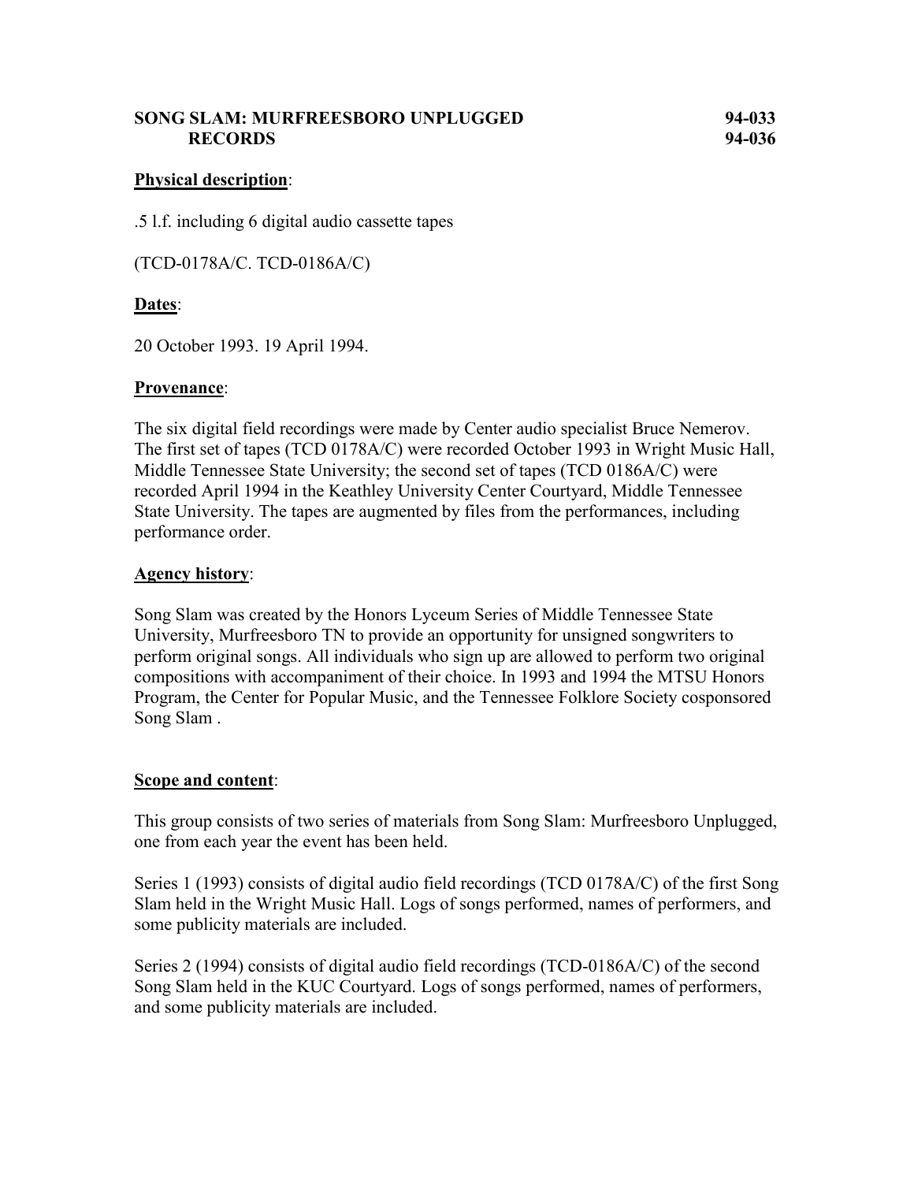# SONG SLAM: MURFREESBORO UNPLUGGED RECORDS

**94-033**
**94-036**

**Physical description**:

.5 l.f. including 6 digital audio cassette tapes

(TCD-0178A/C. TCD-0186A/C)

**Dates**:

20 October 1993. 19 April 1994.

**Provenance**:

The six digital field recordings were made by Center audio specialist Bruce Nemerov. The first set of tapes (TCD 0178A/C) were recorded October 1993 in Wright Music Hall, Middle Tennessee State University; the second set of tapes (TCD 0186A/C) were recorded April 1994 in the Keathley University Center Courtyard, Middle Tennessee State University. The tapes are augmented by files from the performances, including performance order.

**Agency history**:

Song Slam was created by the Honors Lyceum Series of Middle Tennessee State University, Murfreesboro TN to provide an opportunity for unsigned songwriters to perform original songs. All individuals who sign up are allowed to perform two original compositions with accompaniment of their choice. In 1993 and 1994 the MTSU Honors Program, the Center for Popular Music, and the Tennessee Folklore Society cosponsored Song Slam .

**Scope and content**:

This group consists of two series of materials from Song Slam: Murfreesboro Unplugged, one from each year the event has been held.

Series 1 (1993) consists of digital audio field recordings (TCD 0178A/C) of the first Song Slam held in the Wright Music Hall. Logs of songs performed, names of performers, and some publicity materials are included.

Series 2 (1994) consists of digital audio field recordings (TCD-0186A/C) of the second Song Slam held in the KUC Courtyard. Logs of songs performed, names of performers, and some publicity materials are included.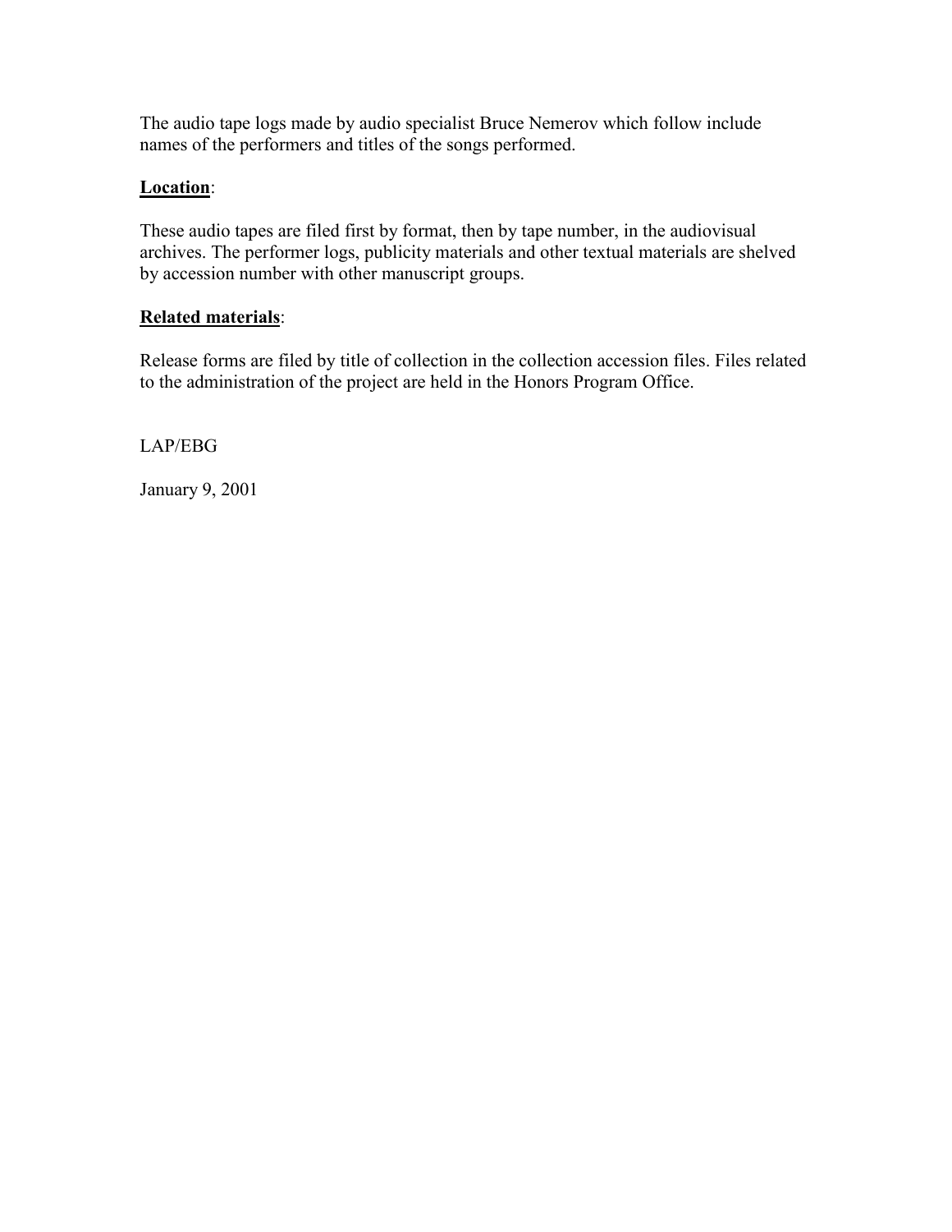The audio tape logs made by audio specialist Bruce Nemerov which follow include names of the performers and titles of the songs performed.

**Location**:

These audio tapes are filed first by format, then by tape number, in the audiovisual archives. The performer logs, publicity materials and other textual materials are shelved by accession number with other manuscript groups.

**Related materials**:

Release forms are filed by title of collection in the collection accession files. Files related to the administration of the project are held in the Honors Program Office.

LAP/EBG

January 9, 2001